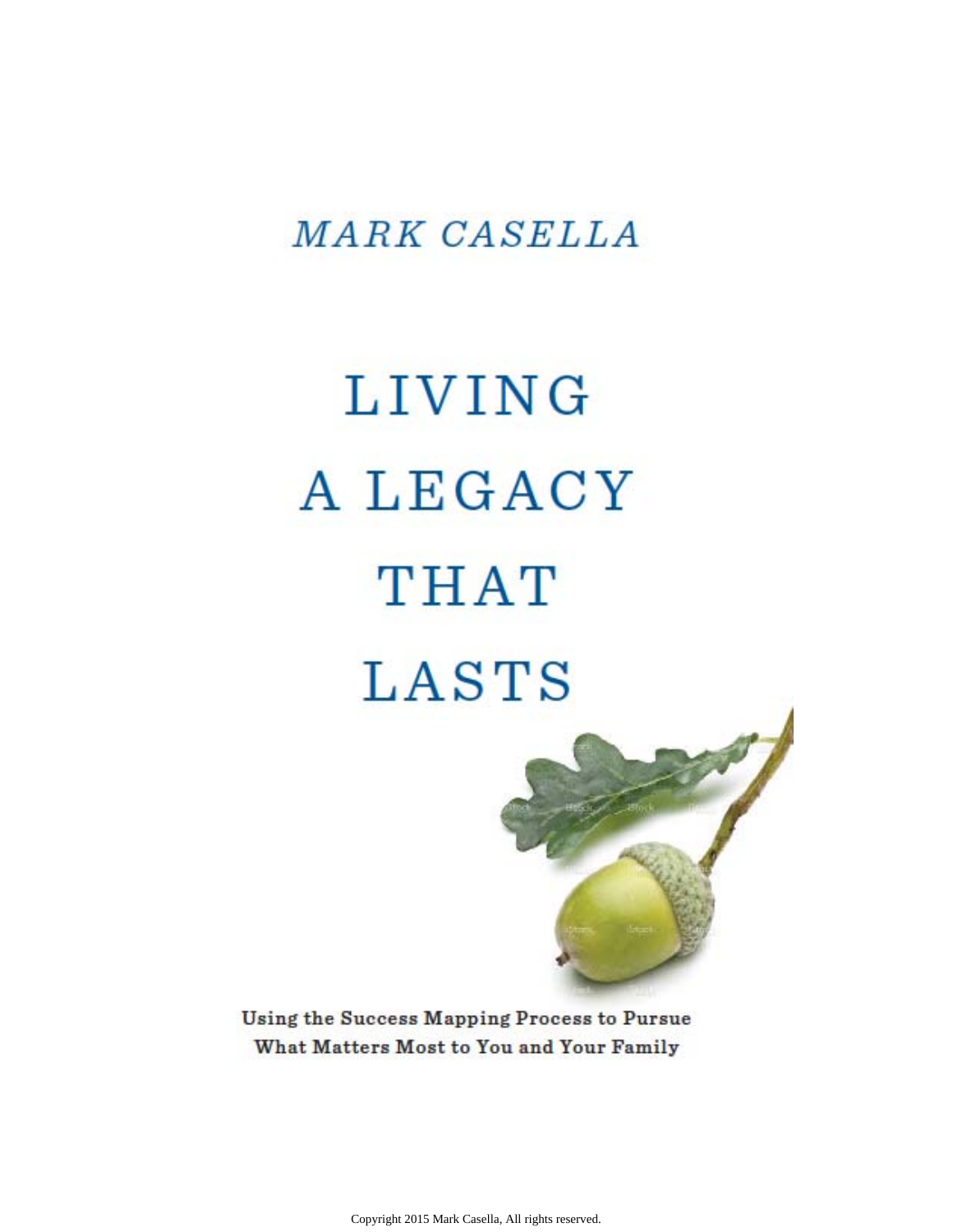*MARK CASELLA*

# LIVING A LEGACY THAT LASTS

**Using the Success Mapping Process to Pursue What Matters Most to You and Your Family**

Copyright 2015 Mark Casella, All rights reserved.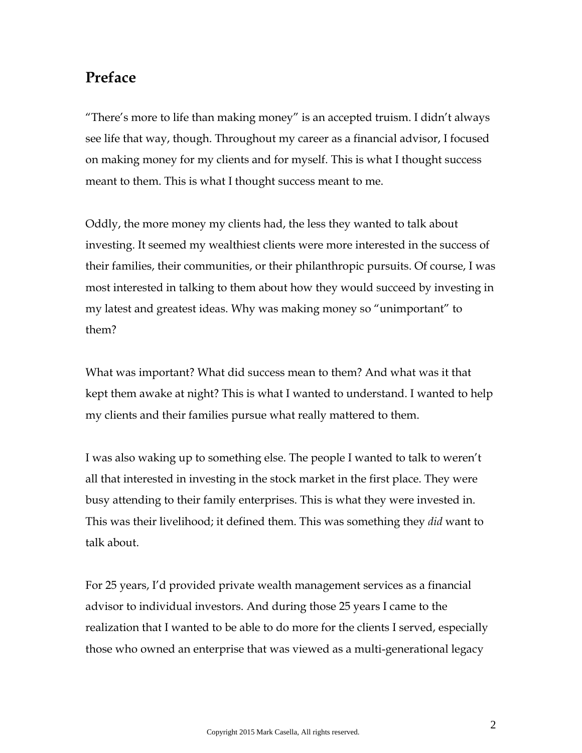## Preface

"There's more to life than making money" is an accepted truism. I didn't always see life that way, though. Throughout my career as a financial advisor, I focused on making money for my clients and for myself. This is what I thought success meant to them. This is what I thought success meant to me.

Oddly, the more money my clients had, the less they wanted to talk about investing. It seemed my wealthiest clients were more interested in the success of their families, their communities, or their philanthropic pursuits. Of course, I was most interested in talking to them about how they would succeed by investing in my latest and greatest ideas. Why was making money so "unimportant" to them?

What was important? What did success mean to them? And what was it that kept them awake at night? This is what I wanted to understand. I wanted to help my clients and their families pursue what really mattered to them.

I was also waking up to something else. The people I wanted to talk to weren't all that interested in investing in the stock market in the first place. They were busy attending to their family enterprises. This is what they were invested in. This was their livelihood; it defined them. This was something they *did* want to talk about.

For 25 years, I'd provided private wealth management services as a financial advisor to individual investors. And during those 25 years I came to the realization that I wanted to be able to do more for the clients I served, especially those who owned an enterprise that was viewed as a multi-generational legacy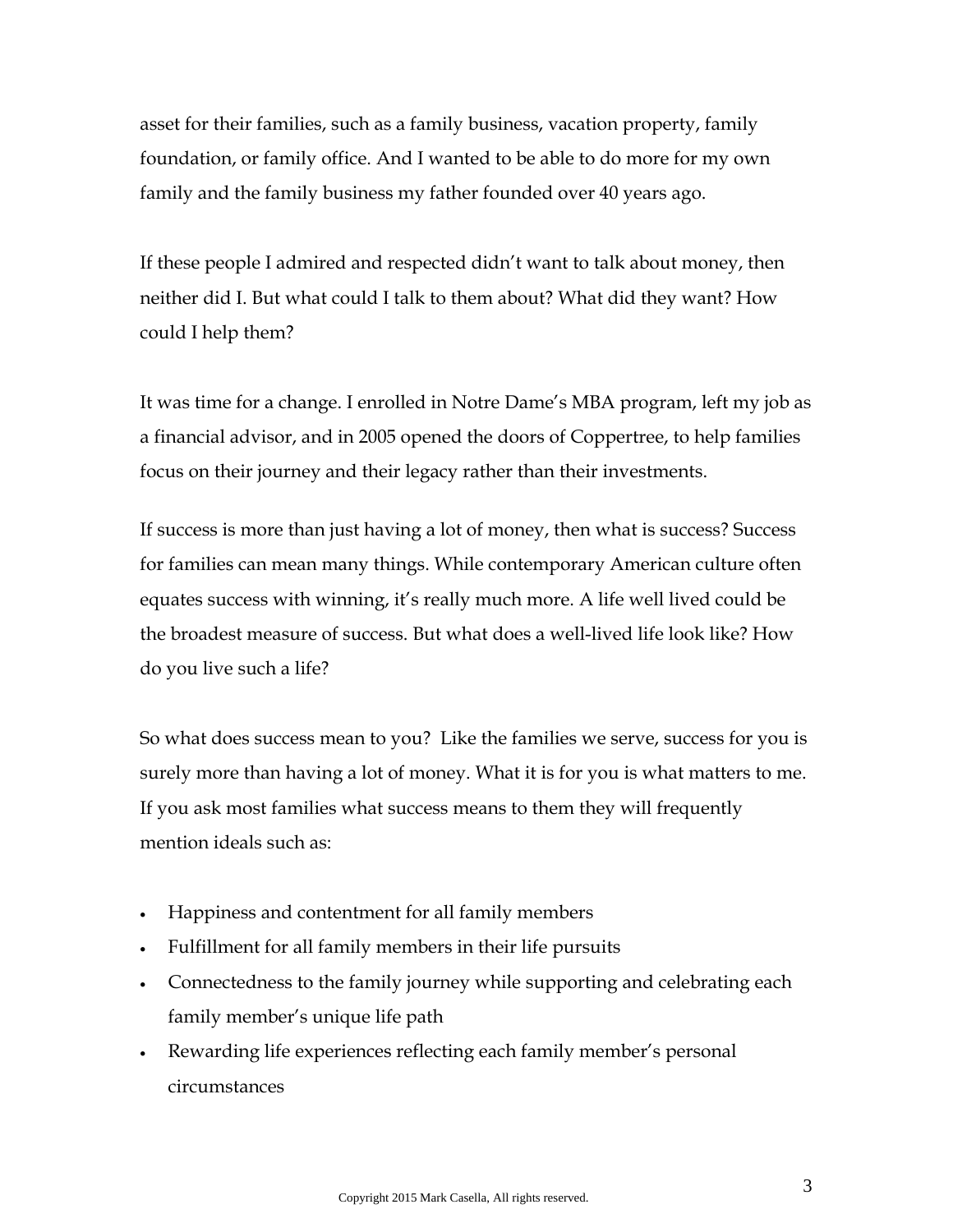asset for their families, such as a family business, vacation property, family foundation, or family office. And I wanted to be able to do more for my own family and the family business my father founded over 40 years ago.

If these people I admired and respected didn't want to talk about money, then neither did I. But what could I talk to them about? What did they want? How could I help them?

It was time for a change. I enrolled in Notre Dame's MBA program, left my job as a financial advisor, and in 2005 opened the doors of Coppertree, to help families focus on their journey and their legacy rather than their investments.

If success is more than just having a lot of money, then what is success? Success for families can mean many things. While contemporary American culture often equates success with winning, it's really much more. A life well lived could be the broadest measure of success. But what does a well-lived life look like? How do you live such a life?

So what does success mean to you? Like the families we serve, success for you is surely more than having a lot of money. What it is for you is what matters to me. If you ask most families what success means to them they will frequently mention ideals such as:

- Happiness and contentment for all family members
- Fulfillment for all family members in their life pursuits
- Connectedness to the family journey while supporting and celebrating each family member's unique life path
- Rewarding life experiences reflecting each family member's personal circumstances

Copyright 2015 Mark Casella, All rights reserved.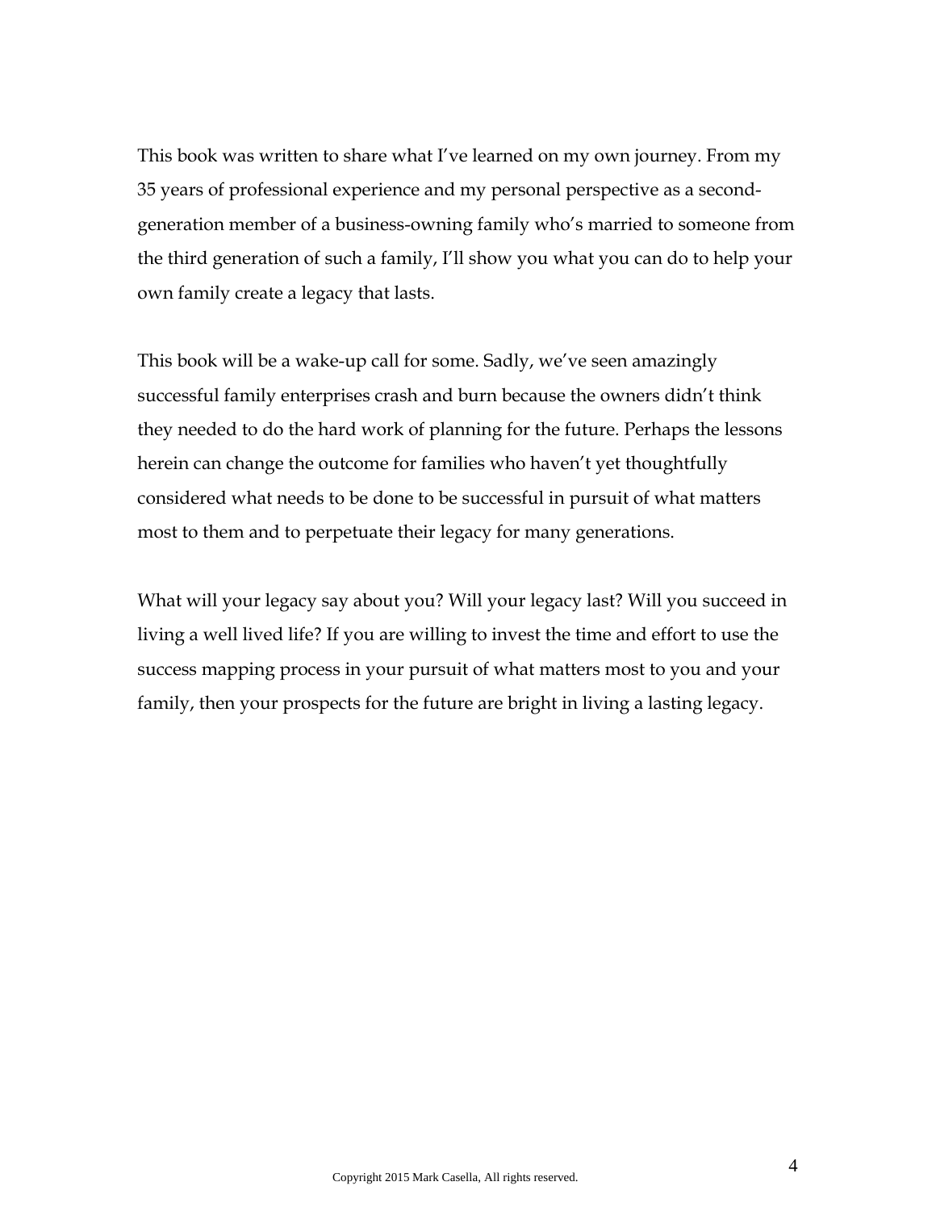This book was written to share what I've learned on my own journey. From my 35 years of professional experience and my personal perspective as a second-generation member of a business-owning family who's married to someone from the third generation of such a family, I'll show you what you can do to help your own family create a legacy that lasts.

This book will be a wake-up call for some. Sadly, we've seen amazingly successful family enterprises crash and burn because the owners didn't think they needed to do the hard work of planning for the future. Perhaps the lessons herein can change the outcome for families who haven't yet thoughtfully considered what needs to be done to be successful in pursuit of what matters most to them and to perpetuate their legacy for many generations.

What will your legacy say about you? Will your legacy last? Will you succeed in living a well lived life? If you are willing to invest the time and effort to use the success mapping process in your pursuit of what matters most to you and your family, then your prospects for the future are bright in living a lasting legacy.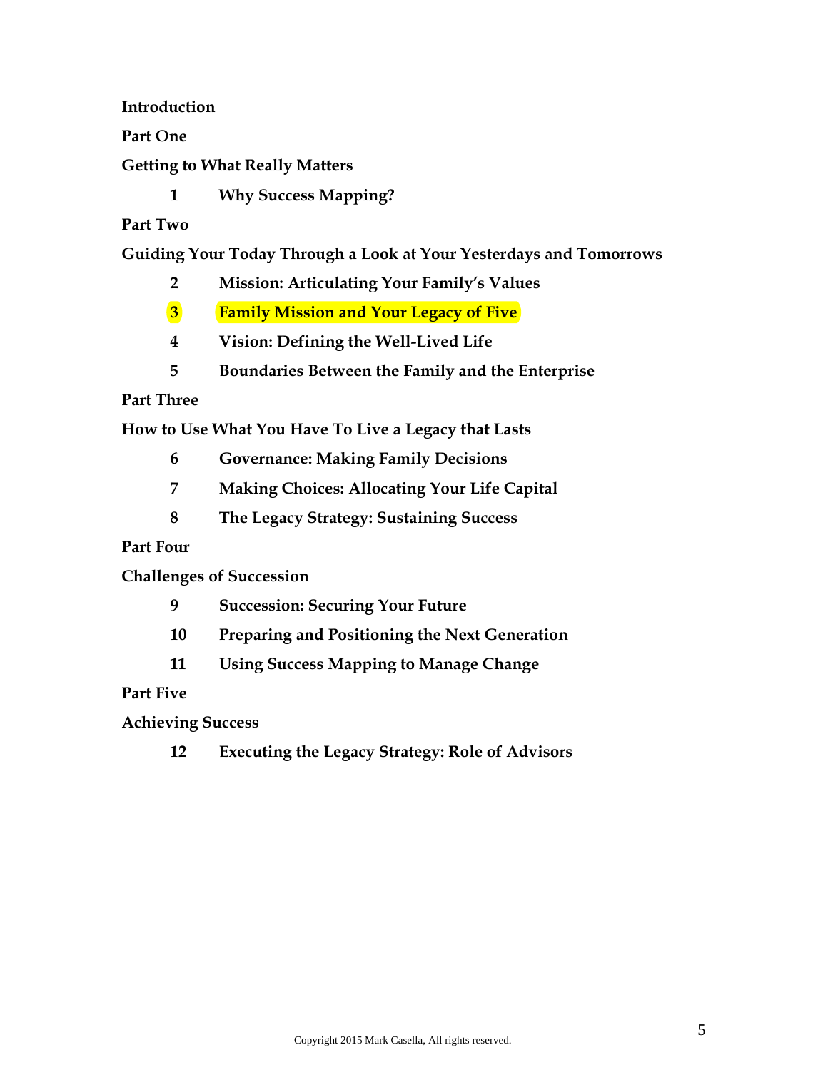**Introduction**

**Part One**

**Getting to What Really Matters**

- **1** **Why Success Mapping?**

**Part Two**

**Guiding Your Today Through a Look at Your Yesterdays and Tomorrows**

- **2** **Mission: Articulating Your Family's Values**
- **3** **Family Mission and Your Legacy of Five**
- **4** **Vision: Defining the Well-Lived Life**
- **5** **Boundaries Between the Family and the Enterprise**

**Part Three**

**How to Use What You Have To Live a Legacy that Lasts**

- **6** **Governance: Making Family Decisions**
- **7** **Making Choices: Allocating Your Life Capital**
- **8** **The Legacy Strategy: Sustaining Success**

**Part Four**

**Challenges of Succession**

- **9** **Succession: Securing Your Future**
- **10** **Preparing and Positioning the Next Generation**
- **11** **Using Success Mapping to Manage Change**

**Part Five**

**Achieving Success**

- **12** **Executing the Legacy Strategy: Role of Advisors**

Copyright 2015 Mark Casella, All rights reserved.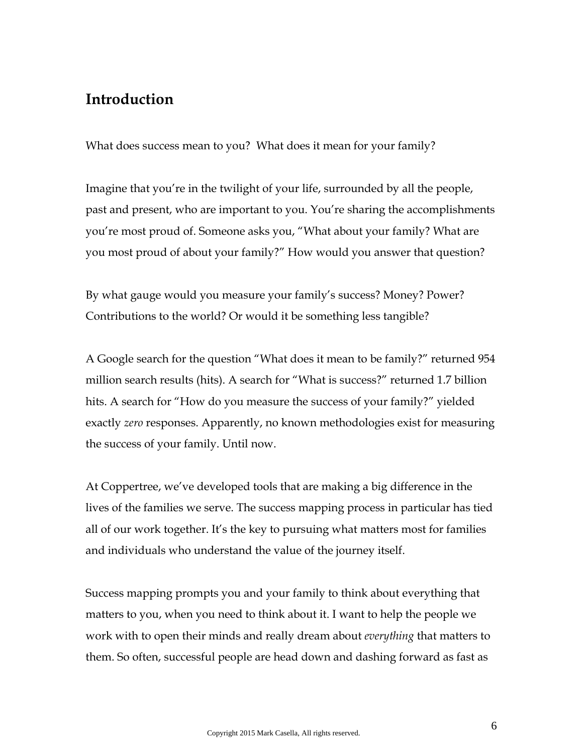## Introduction

What does success mean to you? What does it mean for your family?

Imagine that you're in the twilight of your life, surrounded by all the people, past and present, who are important to you. You're sharing the accomplishments you're most proud of. Someone asks you, "What about your family? What are you most proud of about your family?" How would you answer that question?

By what gauge would you measure your family's success? Money? Power? Contributions to the world? Or would it be something less tangible?

A Google search for the question "What does it mean to be family?" returned 954 million search results (hits). A search for "What is success?" returned 1.7 billion hits. A search for "How do you measure the success of your family?" yielded exactly *zero* responses. Apparently, no known methodologies exist for measuring the success of your family. Until now.

At Coppertree, we've developed tools that are making a big difference in the lives of the families we serve. The success mapping process in particular has tied all of our work together. It's the key to pursuing what matters most for families and individuals who understand the value of the journey itself.

Success mapping prompts you and your family to think about everything that matters to you, when you need to think about it. I want to help the people we work with to open their minds and really dream about *everything* that matters to them. So often, successful people are head down and dashing forward as fast as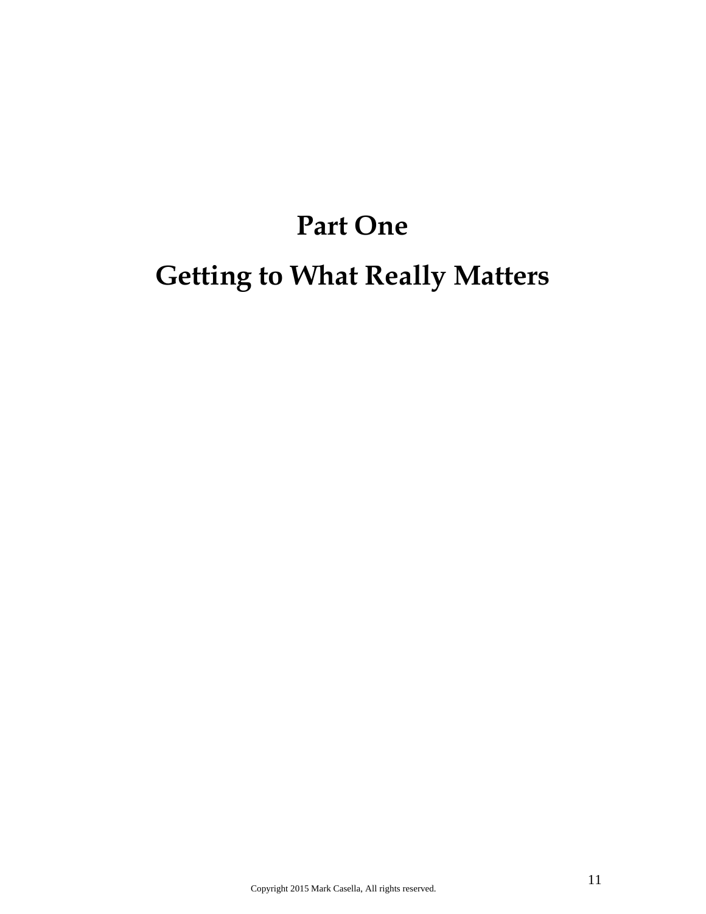# Part One

# Getting to What Really Matters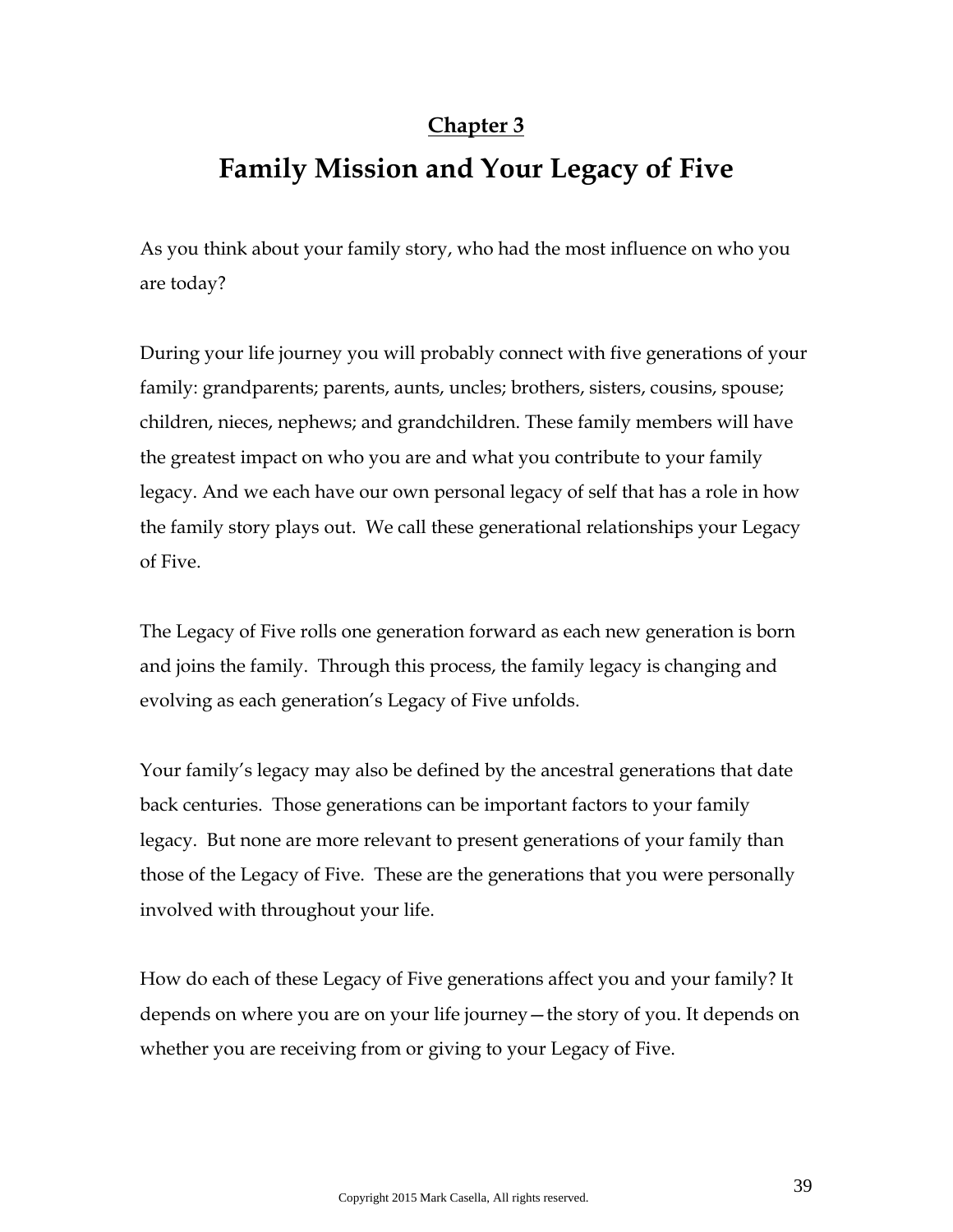## Chapter 3

# Family Mission and Your Legacy of Five

As you think about your family story, who had the most influence on who you are today?

During your life journey you will probably connect with five generations of your family: grandparents; parents, aunts, uncles; brothers, sisters, cousins, spouse; children, nieces, nephews; and grandchildren. These family members will have the greatest impact on who you are and what you contribute to your family legacy. And we each have our own personal legacy of self that has a role in how the family story plays out. We call these generational relationships your Legacy of Five.

The Legacy of Five rolls one generation forward as each new generation is born and joins the family. Through this process, the family legacy is changing and evolving as each generation's Legacy of Five unfolds.

Your family's legacy may also be defined by the ancestral generations that date back centuries. Those generations can be important factors to your family legacy. But none are more relevant to present generations of your family than those of the Legacy of Five. These are the generations that you were personally involved with throughout your life.

How do each of these Legacy of Five generations affect you and your family? It depends on where you are on your life journey—the story of you. It depends on whether you are receiving from or giving to your Legacy of Five.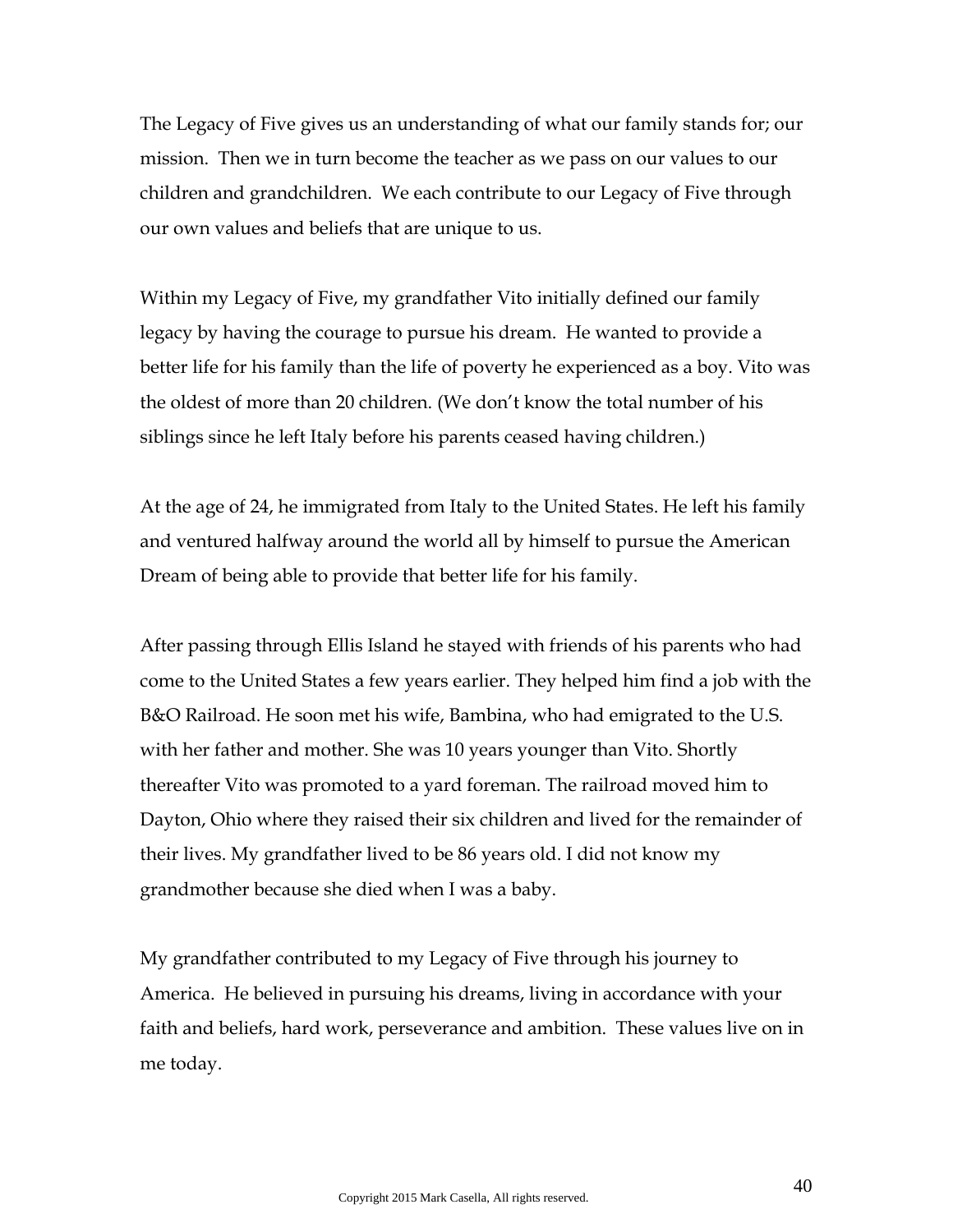The Legacy of Five gives us an understanding of what our family stands for; our mission. Then we in turn become the teacher as we pass on our values to our children and grandchildren. We each contribute to our Legacy of Five through our own values and beliefs that are unique to us.

Within my Legacy of Five, my grandfather Vito initially defined our family legacy by having the courage to pursue his dream. He wanted to provide a better life for his family than the life of poverty he experienced as a boy. Vito was the oldest of more than 20 children. (We don't know the total number of his siblings since he left Italy before his parents ceased having children.)

At the age of 24, he immigrated from Italy to the United States. He left his family and ventured halfway around the world all by himself to pursue the American Dream of being able to provide that better life for his family.

After passing through Ellis Island he stayed with friends of his parents who had come to the United States a few years earlier. They helped him find a job with the B&O Railroad. He soon met his wife, Bambina, who had emigrated to the U.S. with her father and mother. She was 10 years younger than Vito. Shortly thereafter Vito was promoted to a yard foreman. The railroad moved him to Dayton, Ohio where they raised their six children and lived for the remainder of their lives. My grandfather lived to be 86 years old. I did not know my grandmother because she died when I was a baby.

My grandfather contributed to my Legacy of Five through his journey to America. He believed in pursuing his dreams, living in accordance with your faith and beliefs, hard work, perseverance and ambition. These values live on in me today.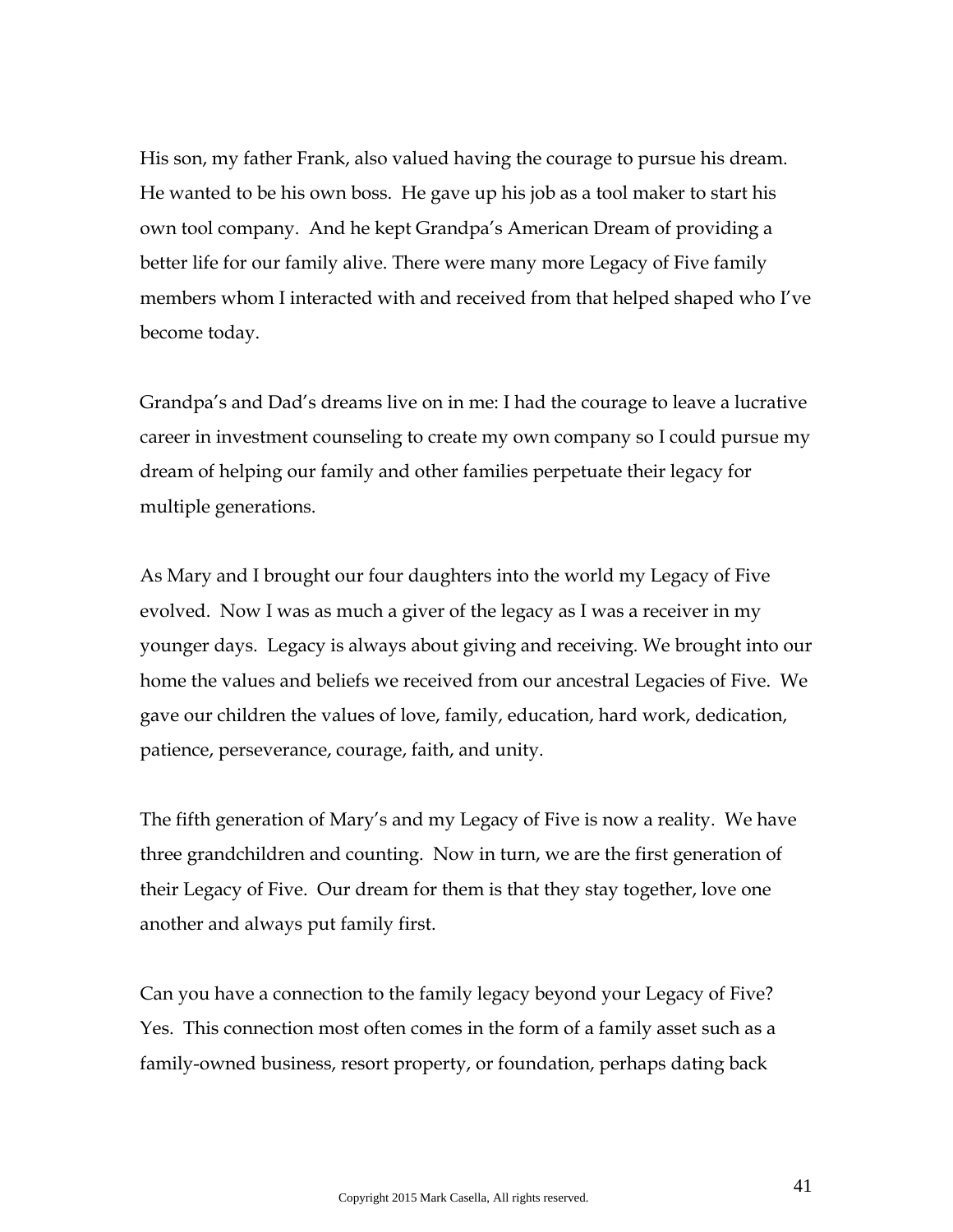His son, my father Frank, also valued having the courage to pursue his dream. He wanted to be his own boss. He gave up his job as a tool maker to start his own tool company. And he kept Grandpa's American Dream of providing a better life for our family alive. There were many more Legacy of Five family members whom I interacted with and received from that helped shaped who I've become today.

Grandpa's and Dad's dreams live on in me: I had the courage to leave a lucrative career in investment counseling to create my own company so I could pursue my dream of helping our family and other families perpetuate their legacy for multiple generations.

As Mary and I brought our four daughters into the world my Legacy of Five evolved. Now I was as much a giver of the legacy as I was a receiver in my younger days. Legacy is always about giving and receiving. We brought into our home the values and beliefs we received from our ancestral Legacies of Five. We gave our children the values of love, family, education, hard work, dedication, patience, perseverance, courage, faith, and unity.

The fifth generation of Mary's and my Legacy of Five is now a reality. We have three grandchildren and counting. Now in turn, we are the first generation of their Legacy of Five. Our dream for them is that they stay together, love one another and always put family first.

Can you have a connection to the family legacy beyond your Legacy of Five? Yes. This connection most often comes in the form of a family asset such as a family-owned business, resort property, or foundation, perhaps dating back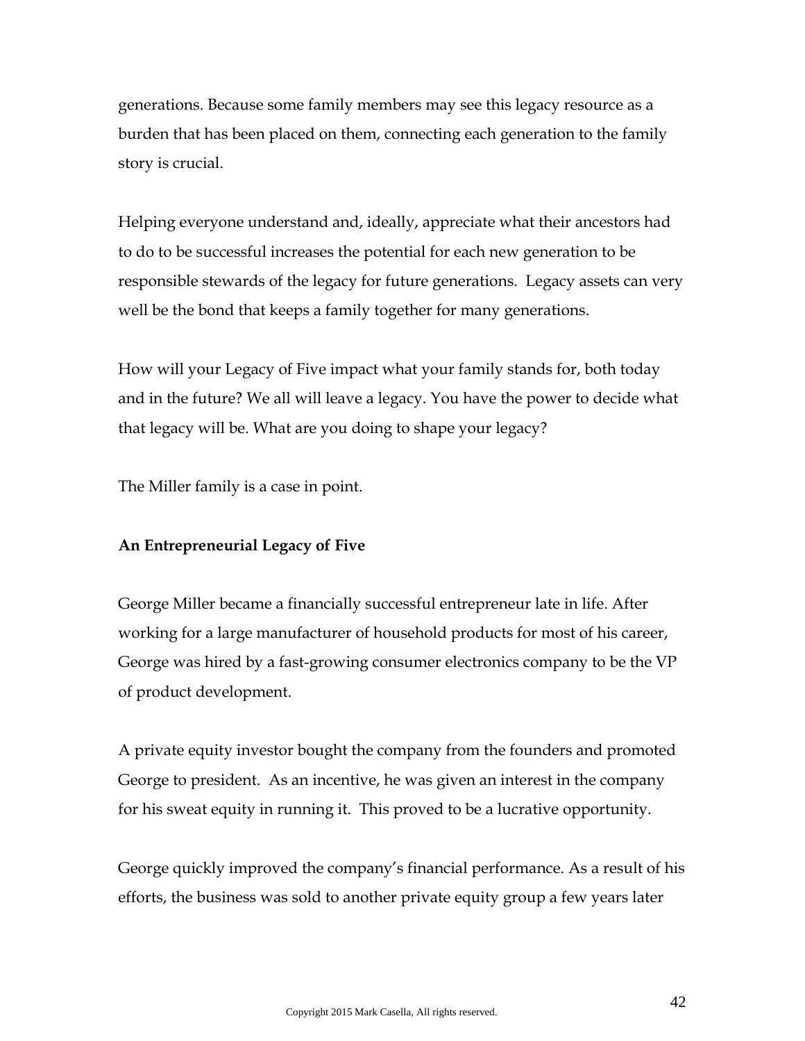generations. Because some family members may see this legacy resource as a burden that has been placed on them, connecting each generation to the family story is crucial.

Helping everyone understand and, ideally, appreciate what their ancestors had to do to be successful increases the potential for each new generation to be responsible stewards of the legacy for future generations. Legacy assets can very well be the bond that keeps a family together for many generations.

How will your Legacy of Five impact what your family stands for, both today and in the future? We all will leave a legacy. You have the power to decide what that legacy will be. What are you doing to shape your legacy?

The Miller family is a case in point.

**An Entrepreneurial Legacy of Five**

George Miller became a financially successful entrepreneur late in life. After working for a large manufacturer of household products for most of his career, George was hired by a fast-growing consumer electronics company to be the VP of product development.

A private equity investor bought the company from the founders and promoted George to president. As an incentive, he was given an interest in the company for his sweat equity in running it. This proved to be a lucrative opportunity.

George quickly improved the company's financial performance. As a result of his efforts, the business was sold to another private equity group a few years later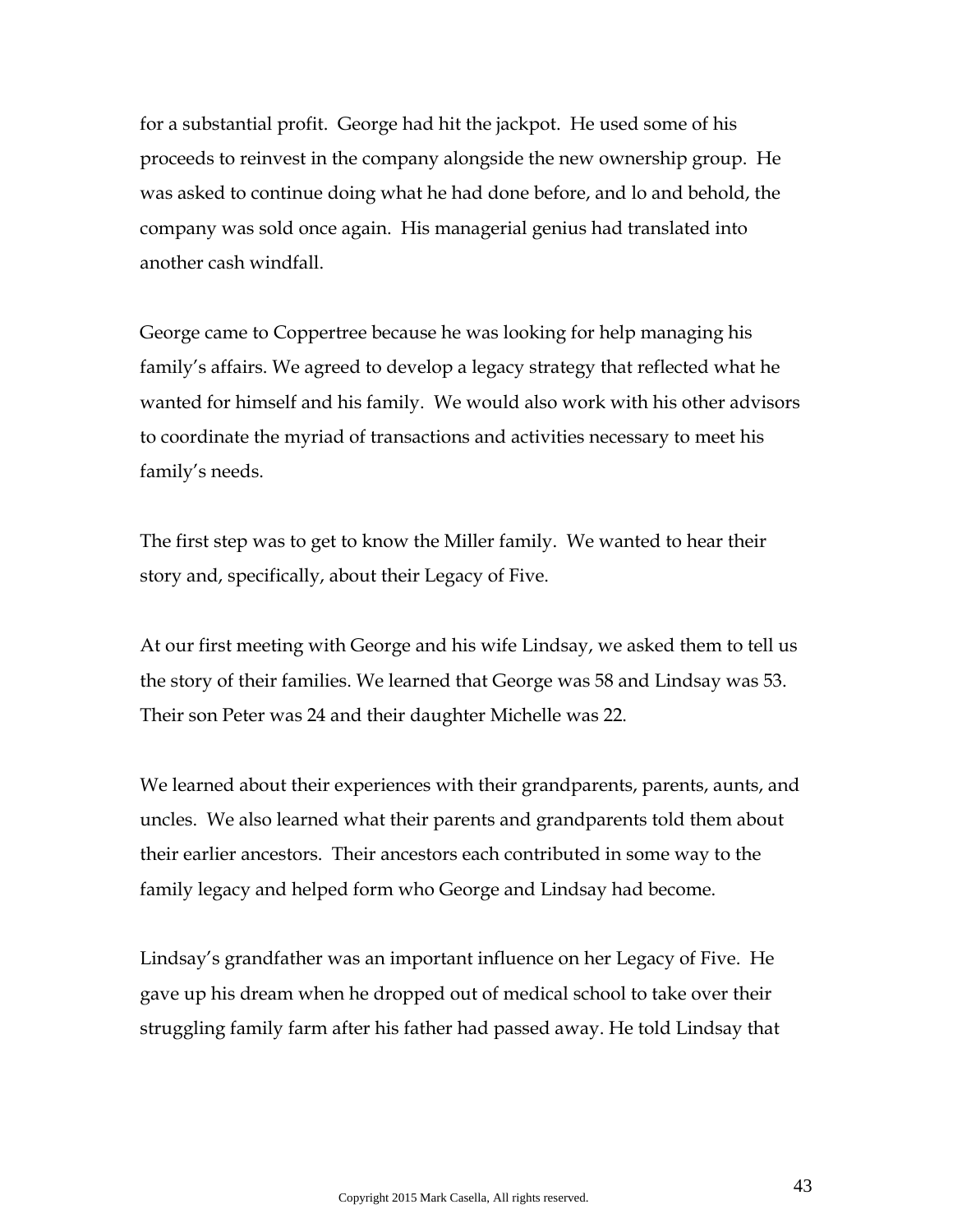for a substantial profit. George had hit the jackpot. He used some of his proceeds to reinvest in the company alongside the new ownership group. He was asked to continue doing what he had done before, and lo and behold, the company was sold once again. His managerial genius had translated into another cash windfall.

George came to Coppertree because he was looking for help managing his family's affairs. We agreed to develop a legacy strategy that reflected what he wanted for himself and his family. We would also work with his other advisors to coordinate the myriad of transactions and activities necessary to meet his family's needs.

The first step was to get to know the Miller family. We wanted to hear their story and, specifically, about their Legacy of Five.

At our first meeting with George and his wife Lindsay, we asked them to tell us the story of their families. We learned that George was 58 and Lindsay was 53. Their son Peter was 24 and their daughter Michelle was 22.

We learned about their experiences with their grandparents, parents, aunts, and uncles. We also learned what their parents and grandparents told them about their earlier ancestors. Their ancestors each contributed in some way to the family legacy and helped form who George and Lindsay had become.

Lindsay's grandfather was an important influence on her Legacy of Five. He gave up his dream when he dropped out of medical school to take over their struggling family farm after his father had passed away. He told Lindsay that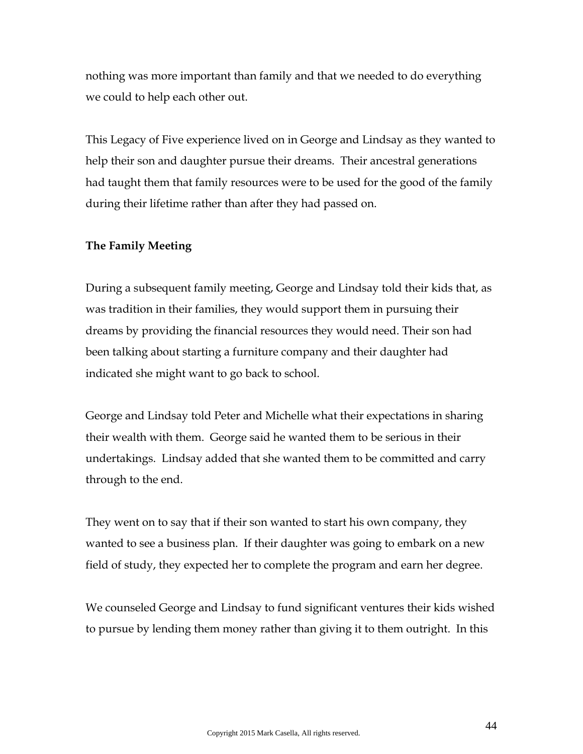nothing was more important than family and that we needed to do everything we could to help each other out.

This Legacy of Five experience lived on in George and Lindsay as they wanted to help their son and daughter pursue their dreams.  Their ancestral generations had taught them that family resources were to be used for the good of the family during their lifetime rather than after they had passed on.

**The Family Meeting**

During a subsequent family meeting, George and Lindsay told their kids that, as was tradition in their families, they would support them in pursuing their dreams by providing the financial resources they would need. Their son had been talking about starting a furniture company and their daughter had indicated she might want to go back to school.

George and Lindsay told Peter and Michelle what their expectations in sharing their wealth with them.  George said he wanted them to be serious in their undertakings.  Lindsay added that she wanted them to be committed and carry through to the end.

They went on to say that if their son wanted to start his own company, they wanted to see a business plan.  If their daughter was going to embark on a new field of study, they expected her to complete the program and earn her degree.

We counseled George and Lindsay to fund significant ventures their kids wished to pursue by lending them money rather than giving it to them outright.  In this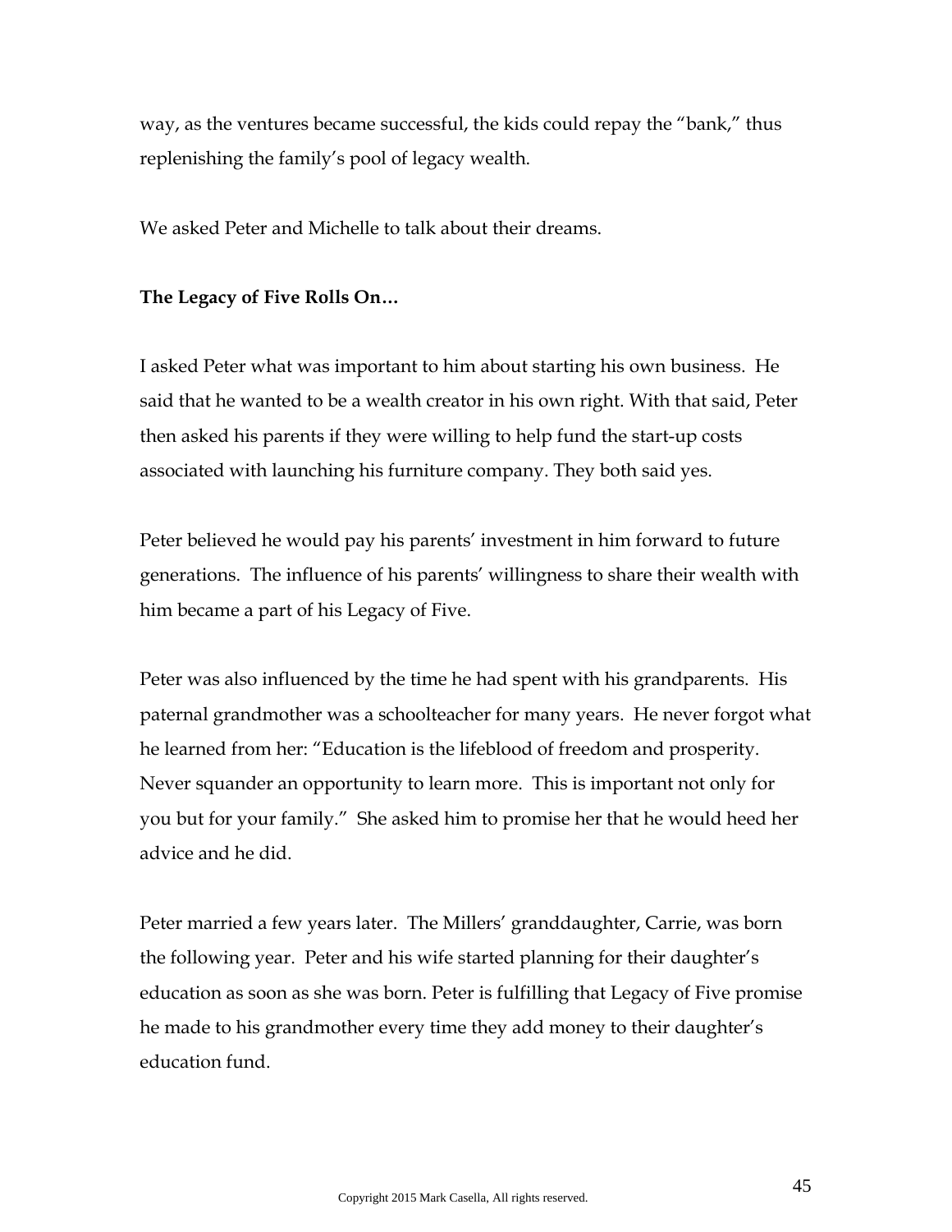way, as the ventures became successful, the kids could repay the "bank," thus replenishing the family's pool of legacy wealth.

We asked Peter and Michelle to talk about their dreams.

**The Legacy of Five Rolls On…**

I asked Peter what was important to him about starting his own business. He said that he wanted to be a wealth creator in his own right. With that said, Peter then asked his parents if they were willing to help fund the start-up costs associated with launching his furniture company. They both said yes.

Peter believed he would pay his parents' investment in him forward to future generations. The influence of his parents' willingness to share their wealth with him became a part of his Legacy of Five.

Peter was also influenced by the time he had spent with his grandparents. His paternal grandmother was a schoolteacher for many years. He never forgot what he learned from her: "Education is the lifeblood of freedom and prosperity. Never squander an opportunity to learn more. This is important not only for you but for your family." She asked him to promise her that he would heed her advice and he did.

Peter married a few years later. The Millers' granddaughter, Carrie, was born the following year. Peter and his wife started planning for their daughter's education as soon as she was born. Peter is fulfilling that Legacy of Five promise he made to his grandmother every time they add money to their daughter's education fund.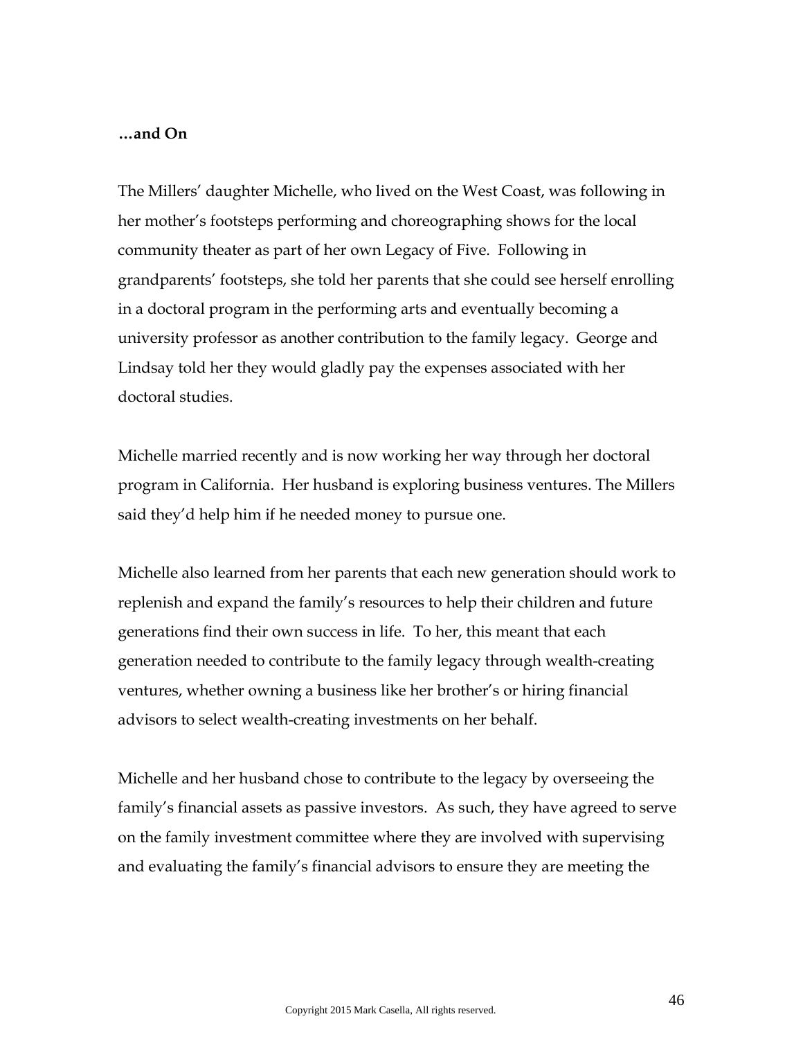**…and On**

The Millers' daughter Michelle, who lived on the West Coast, was following in her mother's footsteps performing and choreographing shows for the local community theater as part of her own Legacy of Five. Following in grandparents' footsteps, she told her parents that she could see herself enrolling in a doctoral program in the performing arts and eventually becoming a university professor as another contribution to the family legacy. George and Lindsay told her they would gladly pay the expenses associated with her doctoral studies.

Michelle married recently and is now working her way through her doctoral program in California. Her husband is exploring business ventures. The Millers said they'd help him if he needed money to pursue one.

Michelle also learned from her parents that each new generation should work to replenish and expand the family's resources to help their children and future generations find their own success in life. To her, this meant that each generation needed to contribute to the family legacy through wealth-creating ventures, whether owning a business like her brother's or hiring financial advisors to select wealth-creating investments on her behalf.

Michelle and her husband chose to contribute to the legacy by overseeing the family's financial assets as passive investors. As such, they have agreed to serve on the family investment committee where they are involved with supervising and evaluating the family's financial advisors to ensure they are meeting the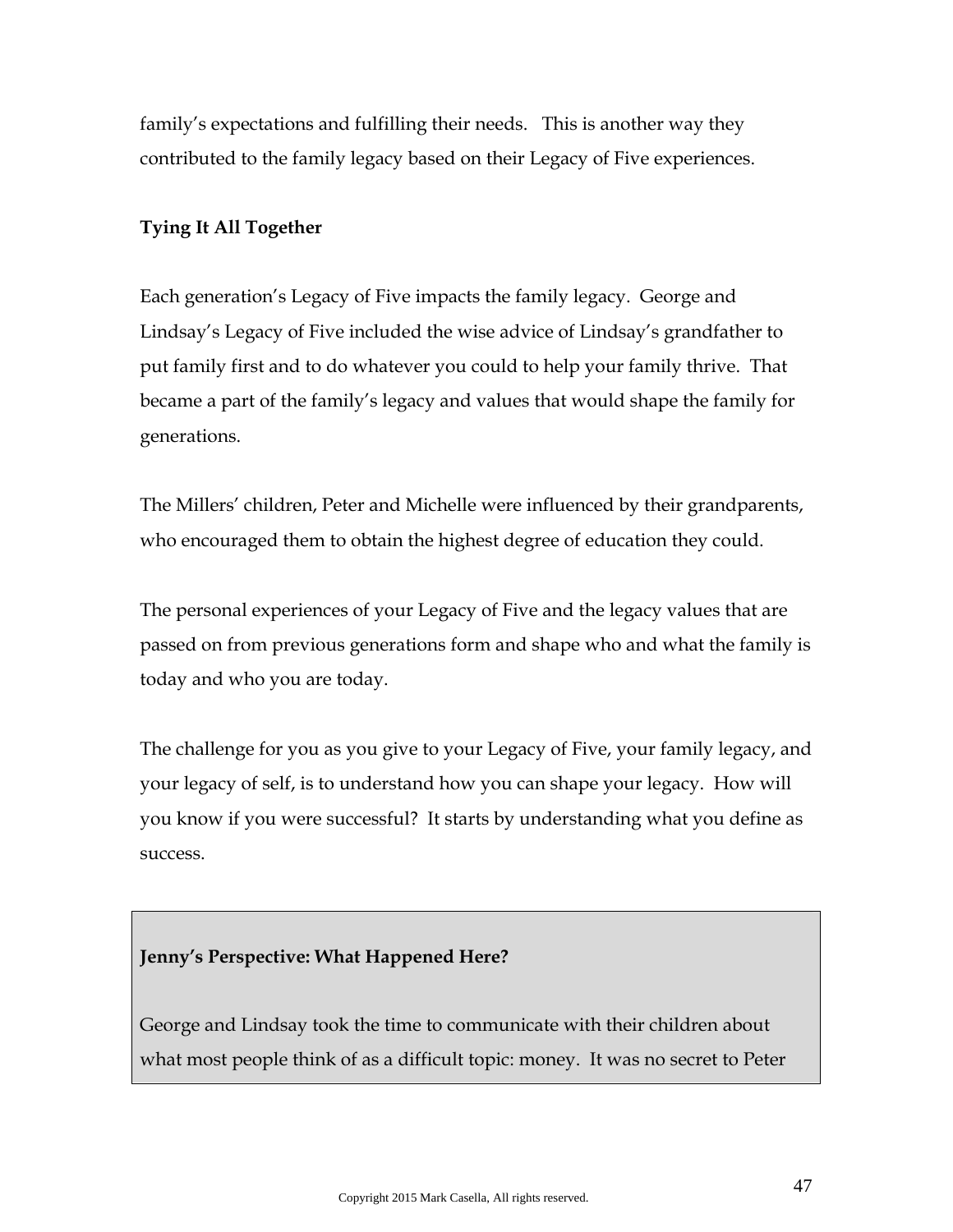family's expectations and fulfilling their needs. This is another way they contributed to the family legacy based on their Legacy of Five experiences.

**Tying It All Together**

Each generation's Legacy of Five impacts the family legacy. George and Lindsay's Legacy of Five included the wise advice of Lindsay's grandfather to put family first and to do whatever you could to help your family thrive. That became a part of the family's legacy and values that would shape the family for generations.

The Millers' children, Peter and Michelle were influenced by their grandparents, who encouraged them to obtain the highest degree of education they could.

The personal experiences of your Legacy of Five and the legacy values that are passed on from previous generations form and shape who and what the family is today and who you are today.

The challenge for you as you give to your Legacy of Five, your family legacy, and your legacy of self, is to understand how you can shape your legacy. How will you know if you were successful? It starts by understanding what you define as success.

**Jenny's Perspective: What Happened Here?**

George and Lindsay took the time to communicate with their children about what most people think of as a difficult topic: money. It was no secret to Peter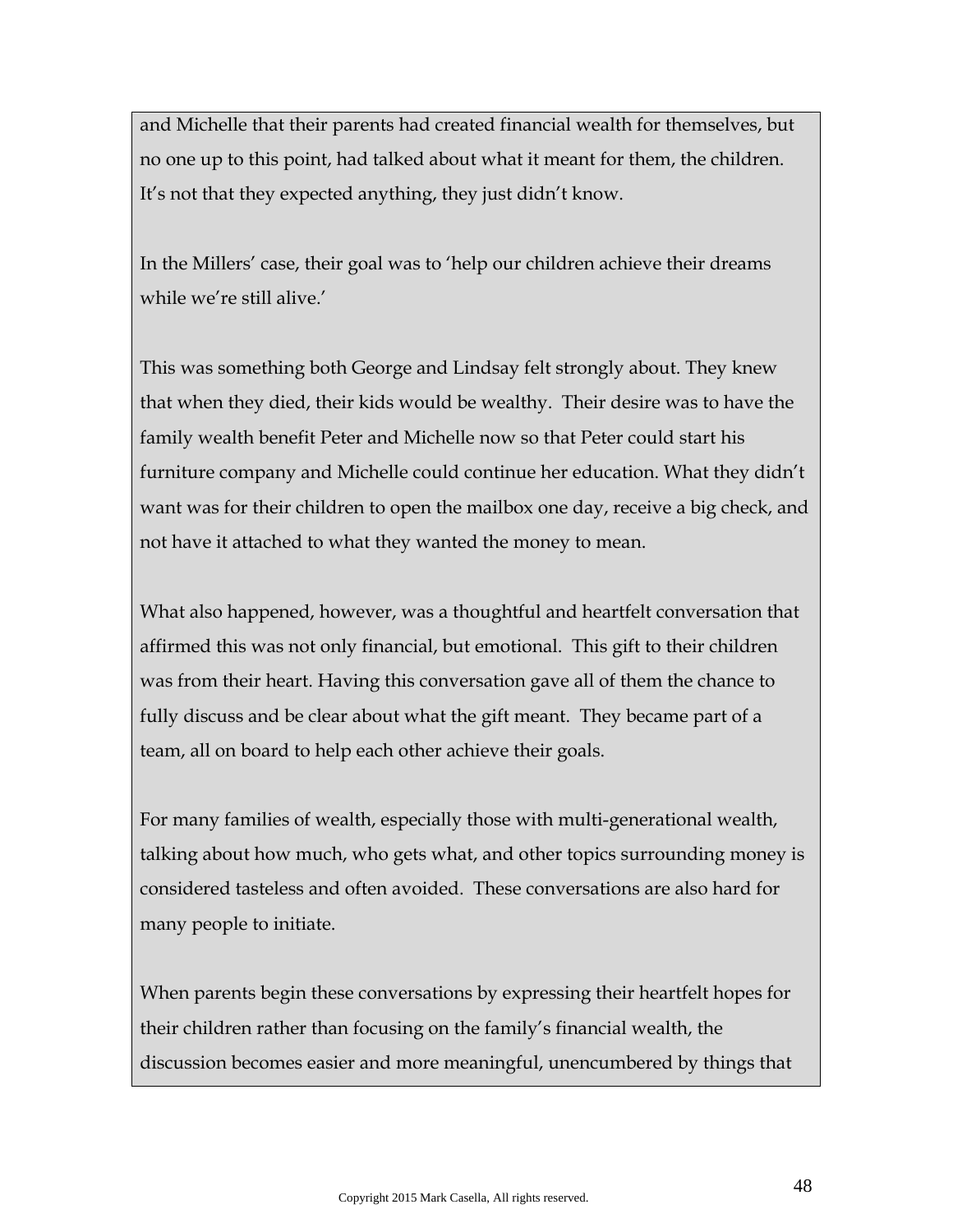and Michelle that their parents had created financial wealth for themselves, but no one up to this point, had talked about what it meant for them, the children. It's not that they expected anything, they just didn't know.

In the Millers' case, their goal was to 'help our children achieve their dreams while we're still alive.'

This was something both George and Lindsay felt strongly about. They knew that when they died, their kids would be wealthy. Their desire was to have the family wealth benefit Peter and Michelle now so that Peter could start his furniture company and Michelle could continue her education. What they didn't want was for their children to open the mailbox one day, receive a big check, and not have it attached to what they wanted the money to mean.

What also happened, however, was a thoughtful and heartfelt conversation that affirmed this was not only financial, but emotional. This gift to their children was from their heart. Having this conversation gave all of them the chance to fully discuss and be clear about what the gift meant. They became part of a team, all on board to help each other achieve their goals.

For many families of wealth, especially those with multi-generational wealth, talking about how much, who gets what, and other topics surrounding money is considered tasteless and often avoided. These conversations are also hard for many people to initiate.

When parents begin these conversations by expressing their heartfelt hopes for their children rather than focusing on the family's financial wealth, the discussion becomes easier and more meaningful, unencumbered by things that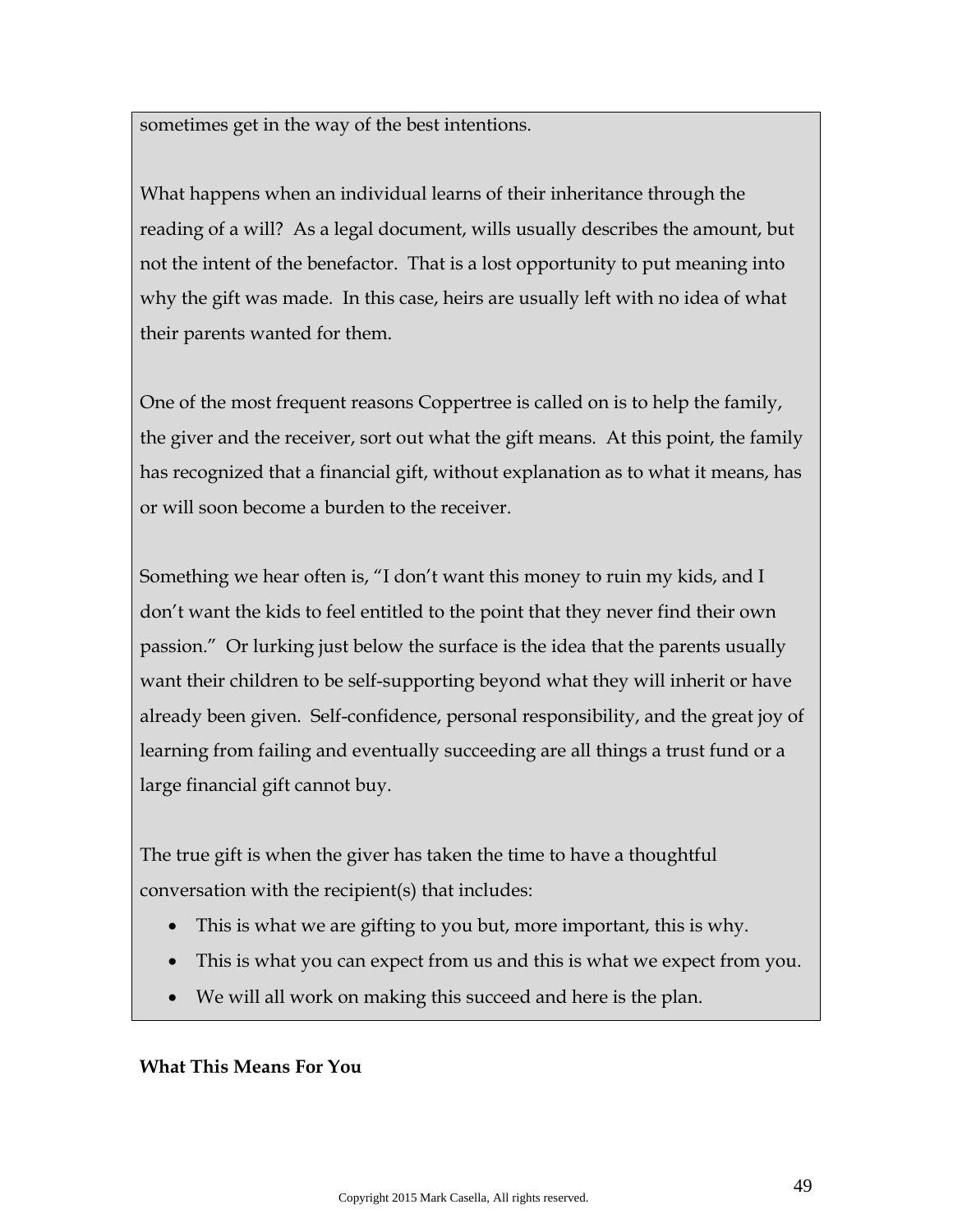sometimes get in the way of the best intentions.

What happens when an individual learns of their inheritance through the reading of a will? As a legal document, wills usually describes the amount, but not the intent of the benefactor. That is a lost opportunity to put meaning into why the gift was made. In this case, heirs are usually left with no idea of what their parents wanted for them.

One of the most frequent reasons Coppertree is called on is to help the family, the giver and the receiver, sort out what the gift means. At this point, the family has recognized that a financial gift, without explanation as to what it means, has or will soon become a burden to the receiver.

Something we hear often is, "I don't want this money to ruin my kids, and I don't want the kids to feel entitled to the point that they never find their own passion." Or lurking just below the surface is the idea that the parents usually want their children to be self-supporting beyond what they will inherit or have already been given. Self-confidence, personal responsibility, and the great joy of learning from failing and eventually succeeding are all things a trust fund or a large financial gift cannot buy.

The true gift is when the giver has taken the time to have a thoughtful conversation with the recipient(s) that includes:

- This is what we are gifting to you but, more important, this is why.
- This is what you can expect from us and this is what we expect from you.
- We will all work on making this succeed and here is the plan.

**What This Means For You**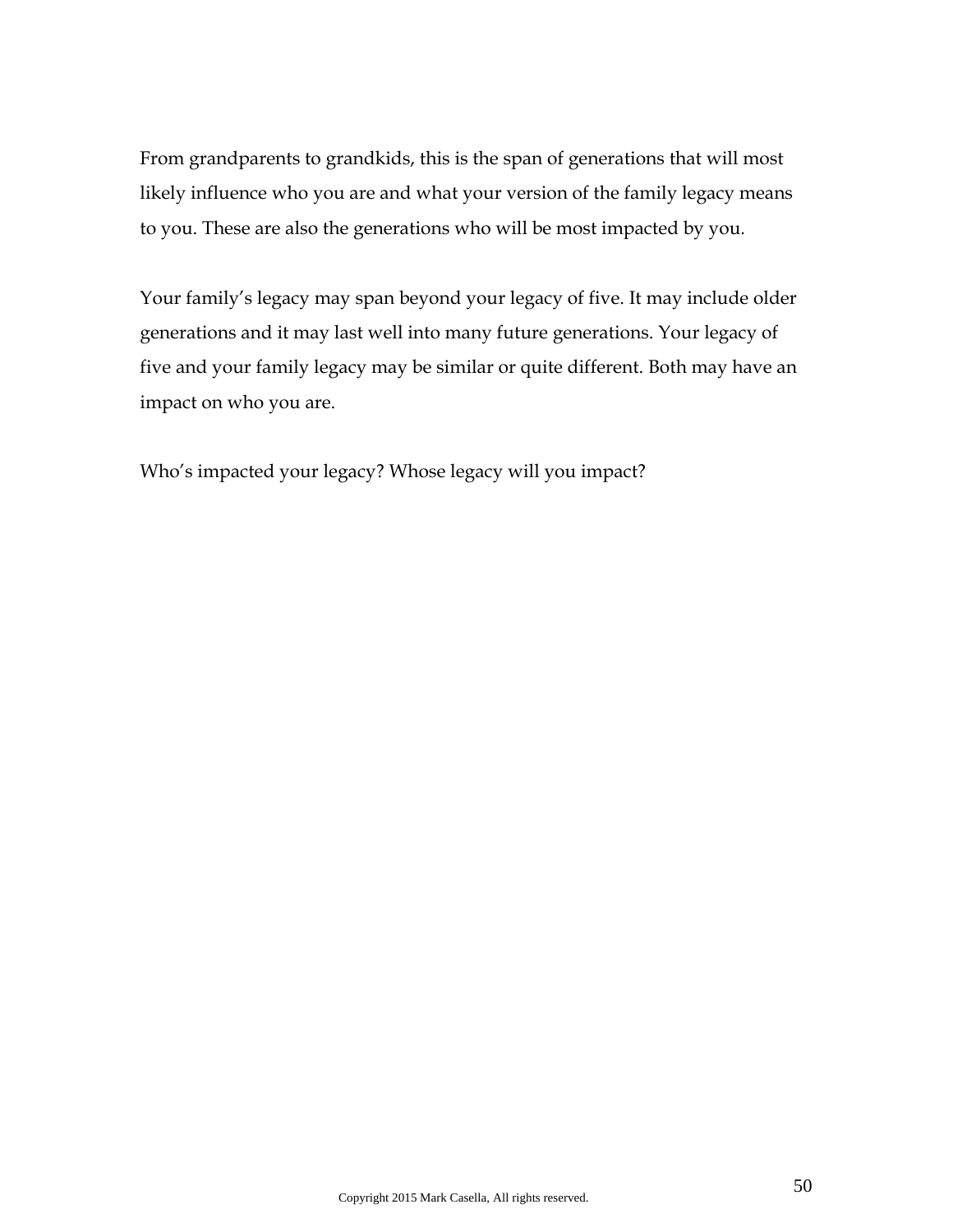From grandparents to grandkids, this is the span of generations that will most likely influence who you are and what your version of the family legacy means to you. These are also the generations who will be most impacted by you.

Your family's legacy may span beyond your legacy of five. It may include older generations and it may last well into many future generations. Your legacy of five and your family legacy may be similar or quite different. Both may have an impact on who you are.

Who's impacted your legacy? Whose legacy will you impact?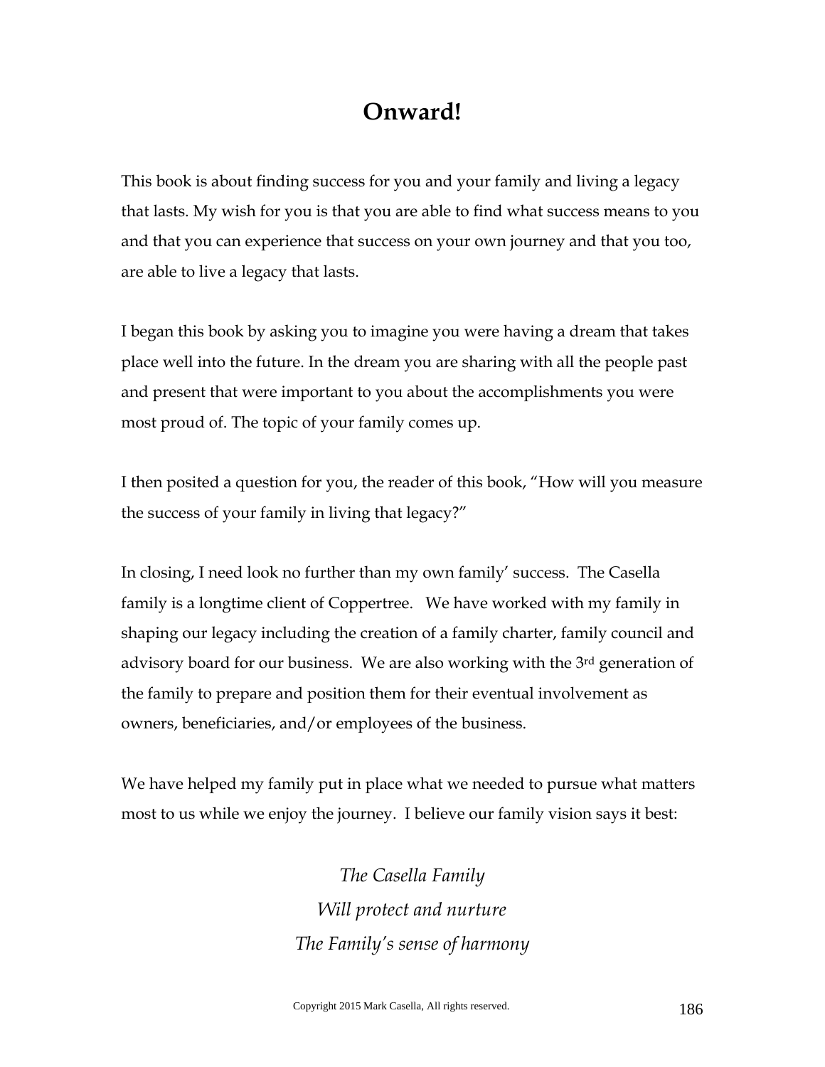# Onward!

This book is about finding success for you and your family and living a legacy that lasts. My wish for you is that you are able to find what success means to you and that you can experience that success on your own journey and that you too, are able to live a legacy that lasts.

I began this book by asking you to imagine you were having a dream that takes place well into the future. In the dream you are sharing with all the people past and present that were important to you about the accomplishments you were most proud of. The topic of your family comes up.

I then posited a question for you, the reader of this book, "How will you measure the success of your family in living that legacy?"

In closing, I need look no further than my own family' success. The Casella family is a longtime client of Coppertree. We have worked with my family in shaping our legacy including the creation of a family charter, family council and advisory board for our business. We are also working with the 3rd generation of the family to prepare and position them for their eventual involvement as owners, beneficiaries, and/or employees of the business.

We have helped my family put in place what we needed to pursue what matters most to us while we enjoy the journey. I believe our family vision says it best:

*The Casella Family*
*Will protect and nurture*
*The Family's sense of harmony*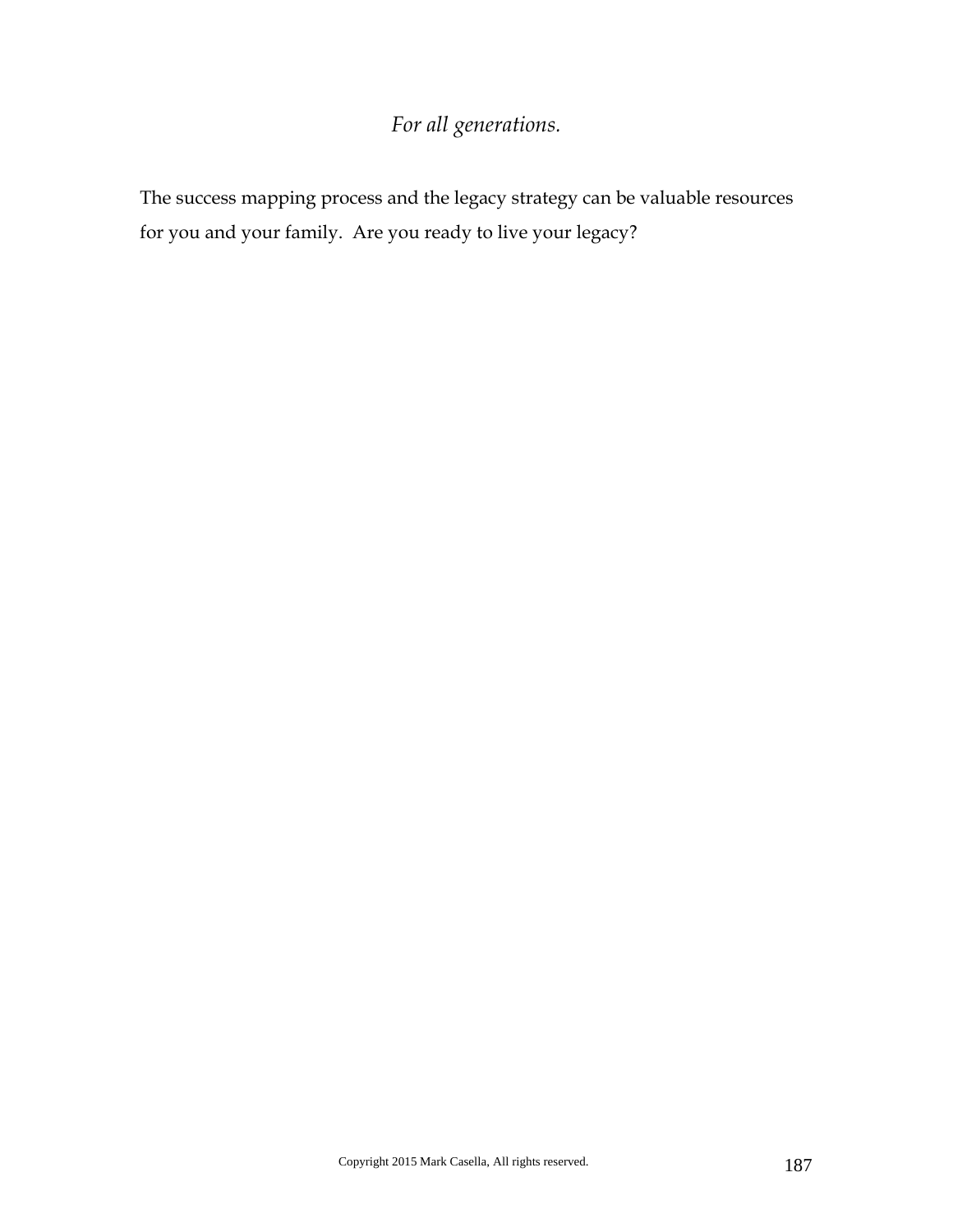*For all generations.*

The success mapping process and the legacy strategy can be valuable resources for you and your family. Are you ready to live your legacy?